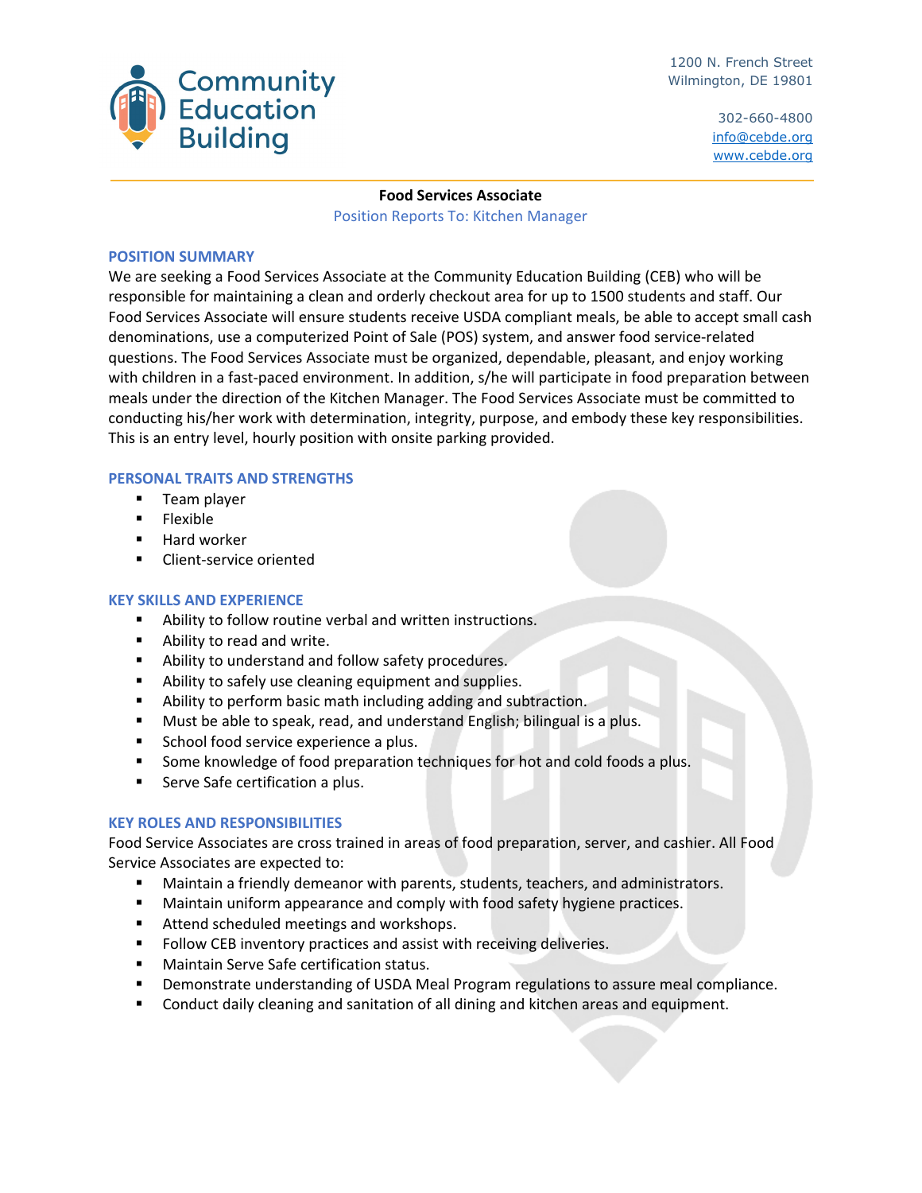Community Education Building

1200 N. French Street
Wilmington, DE 19801

302-660-4800
info@cebde.org
www.cebde.org

# Food Services Associate

Position Reports To: Kitchen Manager

## POSITION SUMMARY

We are seeking a Food Services Associate at the Community Education Building (CEB) who will be responsible for maintaining a clean and orderly checkout area for up to 1500 students and staff. Our Food Services Associate will ensure students receive USDA compliant meals, be able to accept small cash denominations, use a computerized Point of Sale (POS) system, and answer food service-related questions. The Food Services Associate must be organized, dependable, pleasant, and enjoy working with children in a fast-paced environment. In addition, s/he will participate in food preparation between meals under the direction of the Kitchen Manager. The Food Services Associate must be committed to conducting his/her work with determination, integrity, purpose, and embody these key responsibilities. This is an entry level, hourly position with onsite parking provided.

## PERSONAL TRAITS AND STRENGTHS

- Team player
- Flexible
- Hard worker
- Client-service oriented

## KEY SKILLS AND EXPERIENCE

- Ability to follow routine verbal and written instructions.
- Ability to read and write.
- Ability to understand and follow safety procedures.
- Ability to safely use cleaning equipment and supplies.
- Ability to perform basic math including adding and subtraction.
- Must be able to speak, read, and understand English; bilingual is a plus.
- School food service experience a plus.
- Some knowledge of food preparation techniques for hot and cold foods a plus.
- Serve Safe certification a plus.

## KEY ROLES AND RESPONSIBILITIES

Food Service Associates are cross trained in areas of food preparation, server, and cashier. All Food Service Associates are expected to:

- Maintain a friendly demeanor with parents, students, teachers, and administrators.
- Maintain uniform appearance and comply with food safety hygiene practices.
- Attend scheduled meetings and workshops.
- Follow CEB inventory practices and assist with receiving deliveries.
- Maintain Serve Safe certification status.
- Demonstrate understanding of USDA Meal Program regulations to assure meal compliance.
- Conduct daily cleaning and sanitation of all dining and kitchen areas and equipment.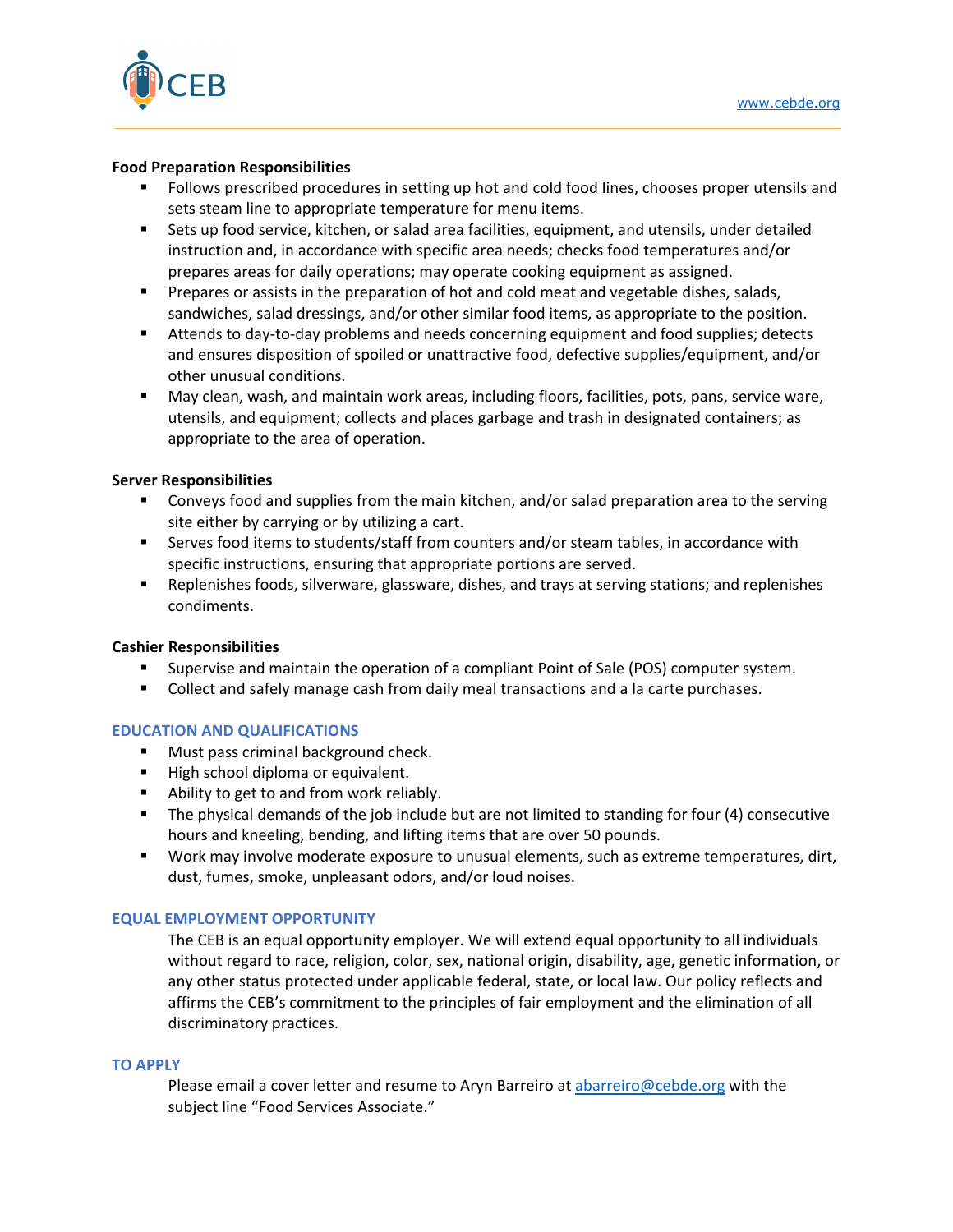**Food Preparation Responsibilities**

- Follows prescribed procedures in setting up hot and cold food lines, chooses proper utensils and sets steam line to appropriate temperature for menu items.
- Sets up food service, kitchen, or salad area facilities, equipment, and utensils, under detailed instruction and, in accordance with specific area needs; checks food temperatures and/or prepares areas for daily operations; may operate cooking equipment as assigned.
- Prepares or assists in the preparation of hot and cold meat and vegetable dishes, salads, sandwiches, salad dressings, and/or other similar food items, as appropriate to the position.
- Attends to day-to-day problems and needs concerning equipment and food supplies; detects and ensures disposition of spoiled or unattractive food, defective supplies/equipment, and/or other unusual conditions.
- May clean, wash, and maintain work areas, including floors, facilities, pots, pans, service ware, utensils, and equipment; collects and places garbage and trash in designated containers; as appropriate to the area of operation.

**Server Responsibilities**

- Conveys food and supplies from the main kitchen, and/or salad preparation area to the serving site either by carrying or by utilizing a cart.
- Serves food items to students/staff from counters and/or steam tables, in accordance with specific instructions, ensuring that appropriate portions are served.
- Replenishes foods, silverware, glassware, dishes, and trays at serving stations; and replenishes condiments.

**Cashier Responsibilities**

- Supervise and maintain the operation of a compliant Point of Sale (POS) computer system.
- Collect and safely manage cash from daily meal transactions and a la carte purchases.

## EDUCATION AND QUALIFICATIONS

- Must pass criminal background check.
- High school diploma or equivalent.
- Ability to get to and from work reliably.
- The physical demands of the job include but are not limited to standing for four (4) consecutive hours and kneeling, bending, and lifting items that are over 50 pounds.
- Work may involve moderate exposure to unusual elements, such as extreme temperatures, dirt, dust, fumes, smoke, unpleasant odors, and/or loud noises.

## EQUAL EMPLOYMENT OPPORTUNITY

The CEB is an equal opportunity employer. We will extend equal opportunity to all individuals without regard to race, religion, color, sex, national origin, disability, age, genetic information, or any other status protected under applicable federal, state, or local law. Our policy reflects and affirms the CEB's commitment to the principles of fair employment and the elimination of all discriminatory practices.

## TO APPLY

Please email a cover letter and resume to Aryn Barreiro at abarreiro@cebde.org with the subject line "Food Services Associate."